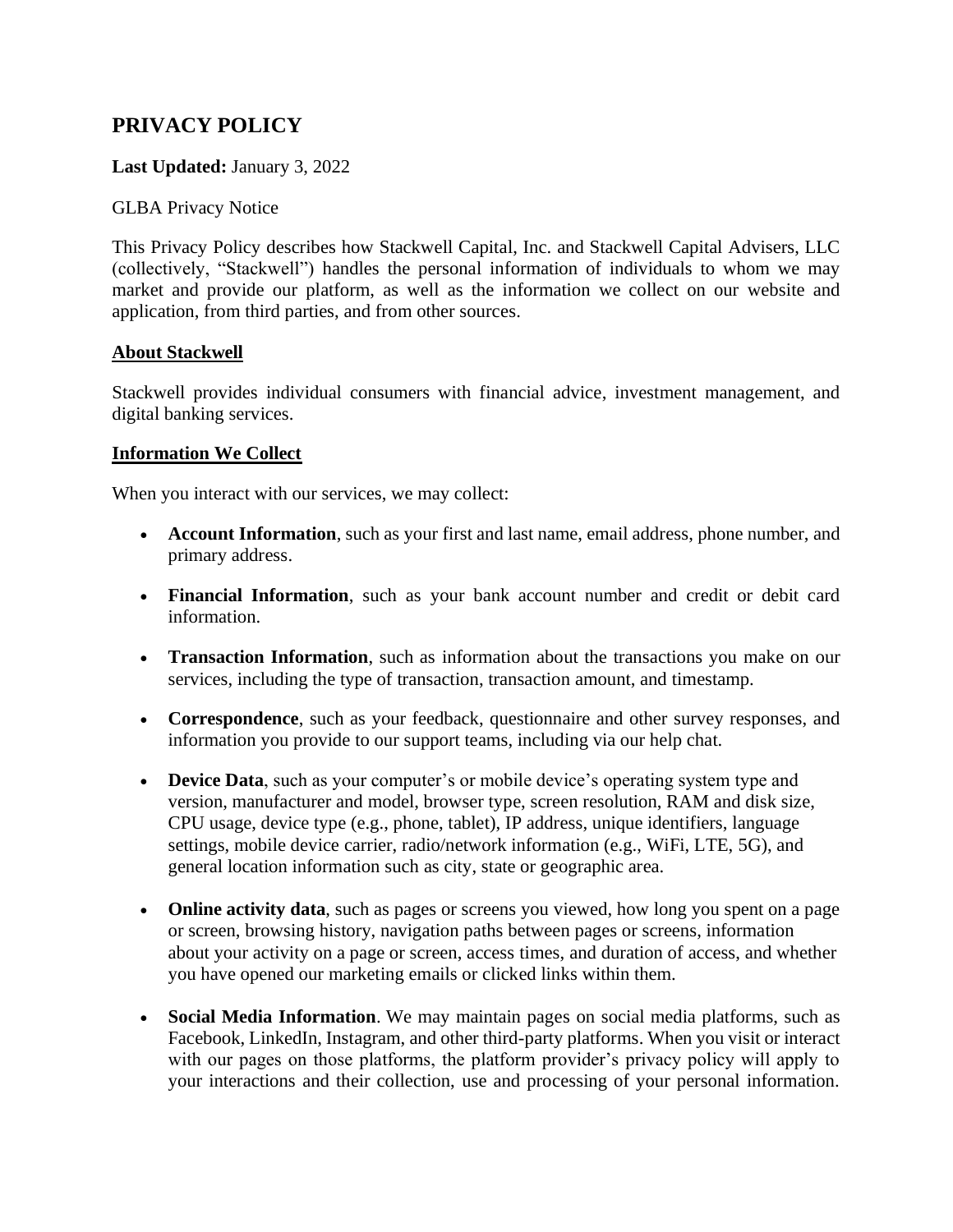# PRIVACY POLICY

**Last Updated:** January 3, 2022

GLBA Privacy Notice

This Privacy Policy describes how Stackwell Capital, Inc. and Stackwell Capital Advisers, LLC (collectively, "Stackwell") handles the personal information of individuals to whom we may market and provide our platform, as well as the information we collect on our website and application, from third parties, and from other sources.

## About Stackwell

Stackwell provides individual consumers with financial advice, investment management, and digital banking services.

## Information We Collect

When you interact with our services, we may collect:

- **Account Information**, such as your first and last name, email address, phone number, and primary address.
- **Financial Information**, such as your bank account number and credit or debit card information.
- **Transaction Information**, such as information about the transactions you make on our services, including the type of transaction, transaction amount, and timestamp.
- **Correspondence**, such as your feedback, questionnaire and other survey responses, and information you provide to our support teams, including via our help chat.
- **Device Data**, such as your computer's or mobile device's operating system type and version, manufacturer and model, browser type, screen resolution, RAM and disk size, CPU usage, device type (e.g., phone, tablet), IP address, unique identifiers, language settings, mobile device carrier, radio/network information (e.g., WiFi, LTE, 5G), and general location information such as city, state or geographic area.
- **Online activity data**, such as pages or screens you viewed, how long you spent on a page or screen, browsing history, navigation paths between pages or screens, information about your activity on a page or screen, access times, and duration of access, and whether you have opened our marketing emails or clicked links within them.
- **Social Media Information**. We may maintain pages on social media platforms, such as Facebook, LinkedIn, Instagram, and other third-party platforms. When you visit or interact with our pages on those platforms, the platform provider's privacy policy will apply to your interactions and their collection, use and processing of your personal information.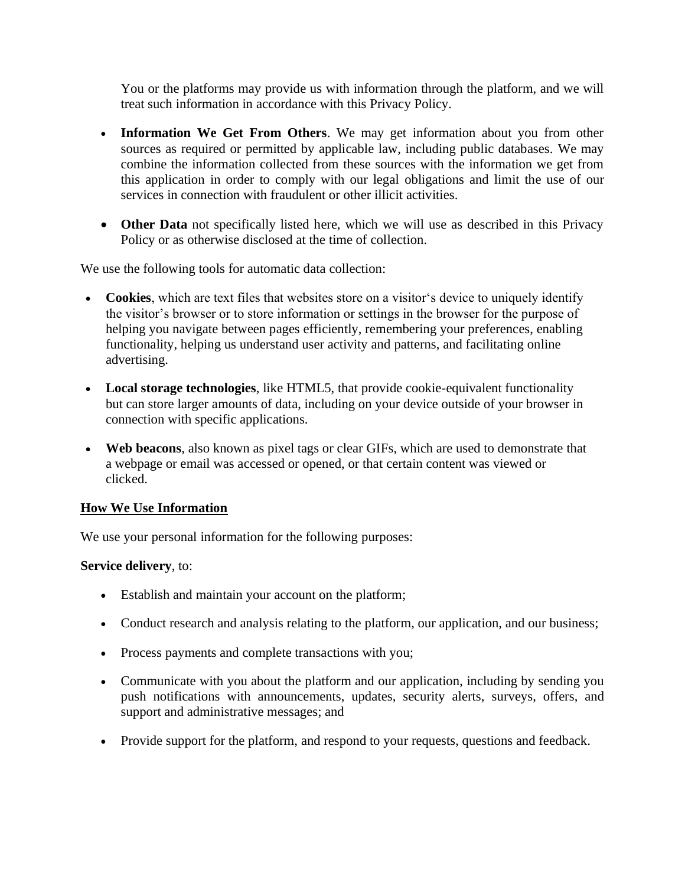You or the platforms may provide us with information through the platform, and we will treat such information in accordance with this Privacy Policy.

- **Information We Get From Others**. We may get information about you from other sources as required or permitted by applicable law, including public databases. We may combine the information collected from these sources with the information we get from this application in order to comply with our legal obligations and limit the use of our services in connection with fraudulent or other illicit activities.

- **Other Data** not specifically listed here, which we will use as described in this Privacy Policy or as otherwise disclosed at the time of collection.

We use the following tools for automatic data collection:

- **Cookies**, which are text files that websites store on a visitor's device to uniquely identify the visitor's browser or to store information or settings in the browser for the purpose of helping you navigate between pages efficiently, remembering your preferences, enabling functionality, helping us understand user activity and patterns, and facilitating online advertising.

- **Local storage technologies**, like HTML5, that provide cookie-equivalent functionality but can store larger amounts of data, including on your device outside of your browser in connection with specific applications.

- **Web beacons**, also known as pixel tags or clear GIFs, which are used to demonstrate that a webpage or email was accessed or opened, or that certain content was viewed or clicked.

## How We Use Information

We use your personal information for the following purposes:

**Service delivery**, to:

- Establish and maintain your account on the platform;

- Conduct research and analysis relating to the platform, our application, and our business;

- Process payments and complete transactions with you;

- Communicate with you about the platform and our application, including by sending you push notifications with announcements, updates, security alerts, surveys, offers, and support and administrative messages; and

- Provide support for the platform, and respond to your requests, questions and feedback.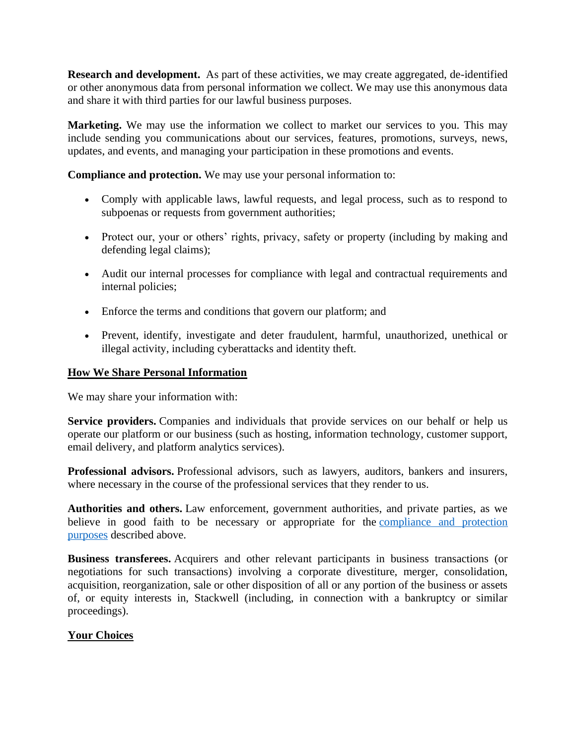**Research and development.** As part of these activities, we may create aggregated, de-identified or other anonymous data from personal information we collect. We may use this anonymous data and share it with third parties for our lawful business purposes.

**Marketing.** We may use the information we collect to market our services to you. This may include sending you communications about our services, features, promotions, surveys, news, updates, and events, and managing your participation in these promotions and events.

**Compliance and protection.** We may use your personal information to:

- Comply with applicable laws, lawful requests, and legal process, such as to respond to subpoenas or requests from government authorities;
- Protect our, your or others' rights, privacy, safety or property (including by making and defending legal claims);
- Audit our internal processes for compliance with legal and contractual requirements and internal policies;
- Enforce the terms and conditions that govern our platform; and
- Prevent, identify, investigate and deter fraudulent, harmful, unauthorized, unethical or illegal activity, including cyberattacks and identity theft.

## How We Share Personal Information

We may share your information with:

**Service providers.** Companies and individuals that provide services on our behalf or help us operate our platform or our business (such as hosting, information technology, customer support, email delivery, and platform analytics services).

**Professional advisors.** Professional advisors, such as lawyers, auditors, bankers and insurers, where necessary in the course of the professional services that they render to us.

**Authorities and others.** Law enforcement, government authorities, and private parties, as we believe in good faith to be necessary or appropriate for the compliance and protection purposes described above.

**Business transferees.** Acquirers and other relevant participants in business transactions (or negotiations for such transactions) involving a corporate divestiture, merger, consolidation, acquisition, reorganization, sale or other disposition of all or any portion of the business or assets of, or equity interests in, Stackwell (including, in connection with a bankruptcy or similar proceedings).

## Your Choices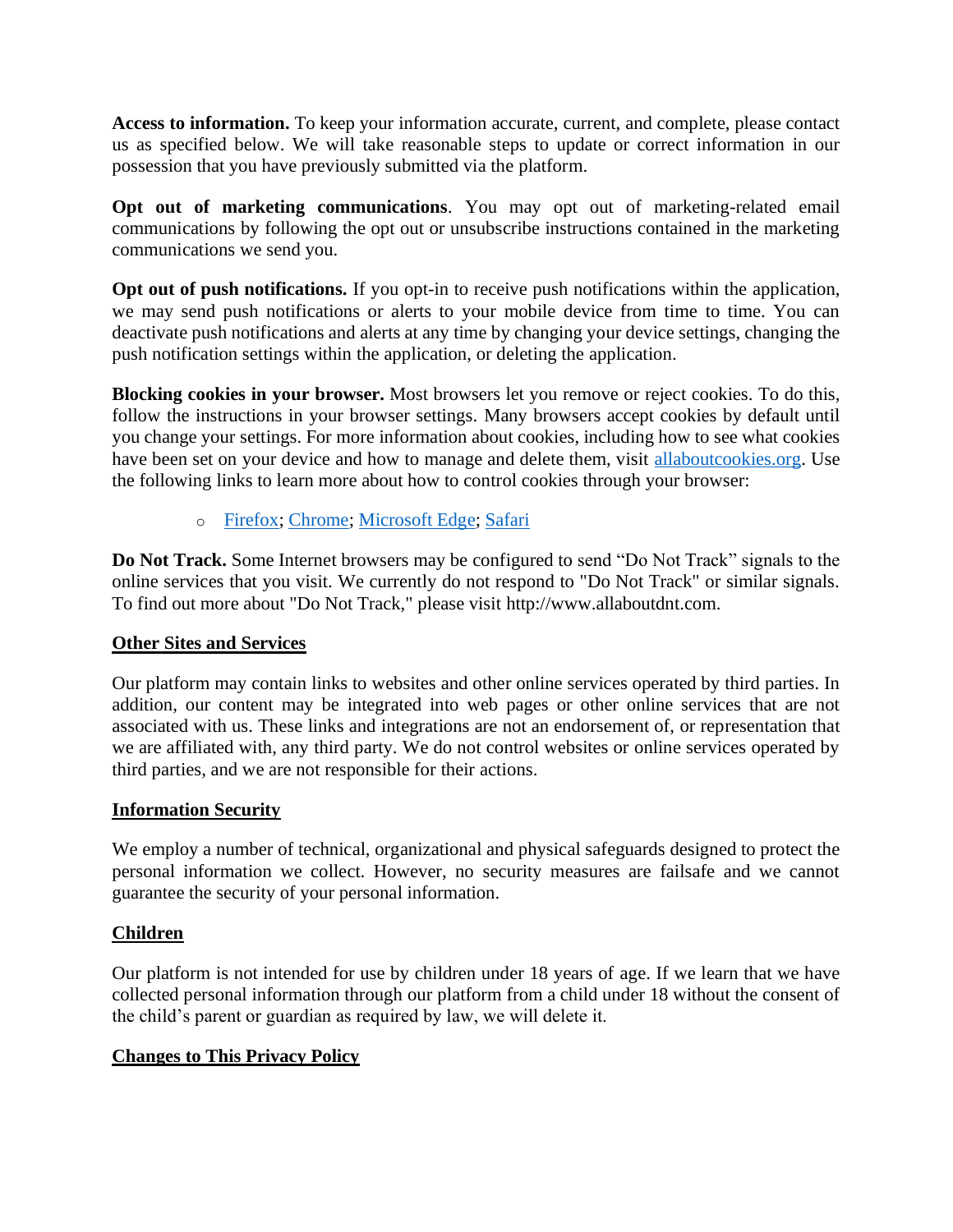**Access to information.** To keep your information accurate, current, and complete, please contact us as specified below. We will take reasonable steps to update or correct information in our possession that you have previously submitted via the platform.

**Opt out of marketing communications**. You may opt out of marketing-related email communications by following the opt out or unsubscribe instructions contained in the marketing communications we send you.

**Opt out of push notifications.** If you opt-in to receive push notifications within the application, we may send push notifications or alerts to your mobile device from time to time. You can deactivate push notifications and alerts at any time by changing your device settings, changing the push notification settings within the application, or deleting the application.

**Blocking cookies in your browser.** Most browsers let you remove or reject cookies. To do this, follow the instructions in your browser settings. Many browsers accept cookies by default until you change your settings. For more information about cookies, including how to see what cookies have been set on your device and how to manage and delete them, visit allaboutcookies.org. Use the following links to learn more about how to control cookies through your browser:

- Firefox; Chrome; Microsoft Edge; Safari

**Do Not Track.** Some Internet browsers may be configured to send "Do Not Track" signals to the online services that you visit. We currently do not respond to "Do Not Track" or similar signals. To find out more about "Do Not Track," please visit http://www.allaboutdnt.com.

## Other Sites and Services

Our platform may contain links to websites and other online services operated by third parties. In addition, our content may be integrated into web pages or other online services that are not associated with us. These links and integrations are not an endorsement of, or representation that we are affiliated with, any third party. We do not control websites or online services operated by third parties, and we are not responsible for their actions.

## Information Security

We employ a number of technical, organizational and physical safeguards designed to protect the personal information we collect. However, no security measures are failsafe and we cannot guarantee the security of your personal information.

## Children

Our platform is not intended for use by children under 18 years of age. If we learn that we have collected personal information through our platform from a child under 18 without the consent of the child's parent or guardian as required by law, we will delete it.

## Changes to This Privacy Policy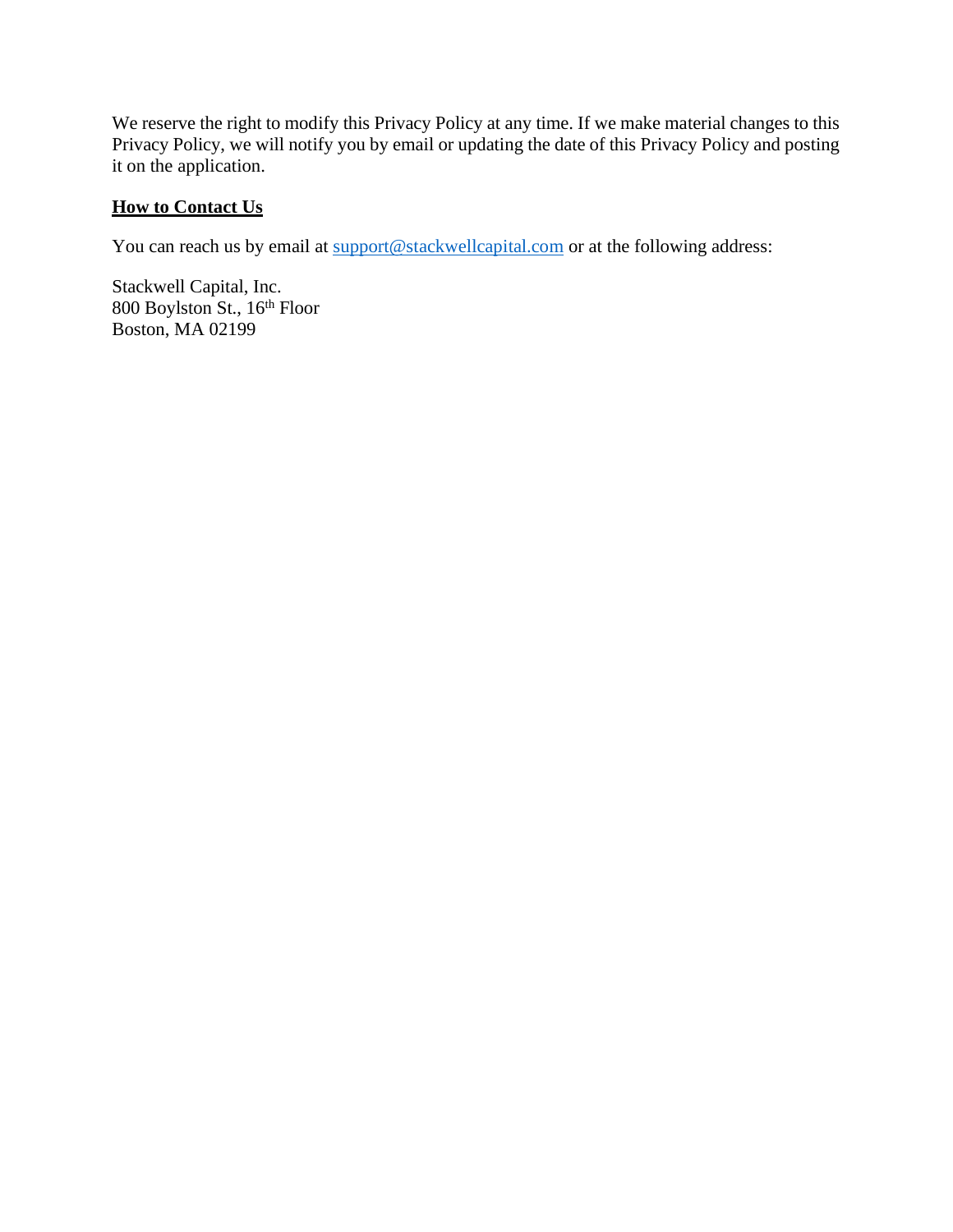We reserve the right to modify this Privacy Policy at any time. If we make material changes to this Privacy Policy, we will notify you by email or updating the date of this Privacy Policy and posting it on the application.

## **How to Contact Us**

You can reach us by email at support@stackwellcapital.com or at the following address:

Stackwell Capital, Inc.  
800 Boylston St., 16th Floor  
Boston, MA 02199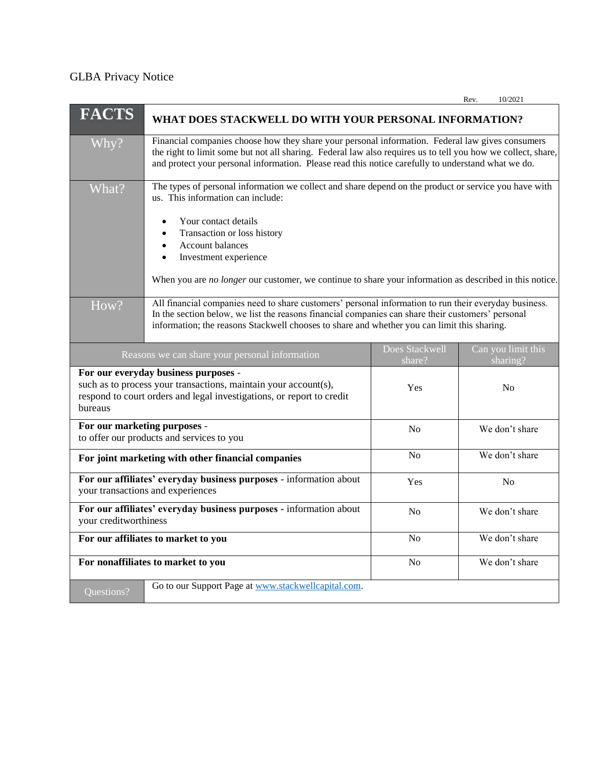GLBA Privacy Notice

Rev. 10/2021

| **FACTS** | **WHAT DOES STACKWELL DO WITH YOUR PERSONAL INFORMATION?** |
|---|---|
| Why? | Financial companies choose how they share your personal information. Federal law gives consumers the right to limit some but not all sharing. Federal law also requires us to tell you how we collect, share, and protect your personal information. Please read this notice carefully to understand what we do. |
| What? | The types of personal information we collect and share depend on the product or service you have with us. This information can include:<br><br>• Your contact details<br>• Transaction or loss history<br>• Account balances<br>• Investment experience<br><br>When you are *no longer* our customer, we continue to share your information as described in this notice. |
| How? | All financial companies need to share customers' personal information to run their everyday business. In the section below, we list the reasons financial companies can share their customers' personal information; the reasons Stackwell chooses to share and whether you can limit this sharing. |

| Reasons we can share your personal information | Does Stackwell share? | Can you limit this sharing? |
|---|---|---|
| **For our everyday business purposes** - such as to process your transactions, maintain your account(s), respond to court orders and legal investigations, or report to credit bureaus | Yes | No |
| **For our marketing purposes** - to offer our products and services to you | No | We don't share |
| **For joint marketing with other financial companies** | No | We don't share |
| **For our affiliates' everyday business purposes** - information about your transactions and experiences | Yes | No |
| **For our affiliates' everyday business purposes** - information about your creditworthiness | No | We don't share |
| **For our affiliates to market to you** | No | We don't share |
| **For nonaffiliates to market to you** | No | We don't share |

| | |
|---|---|
| Questions? | Go to our Support Page at [www.stackwellcapital.com](http://www.stackwellcapital.com). |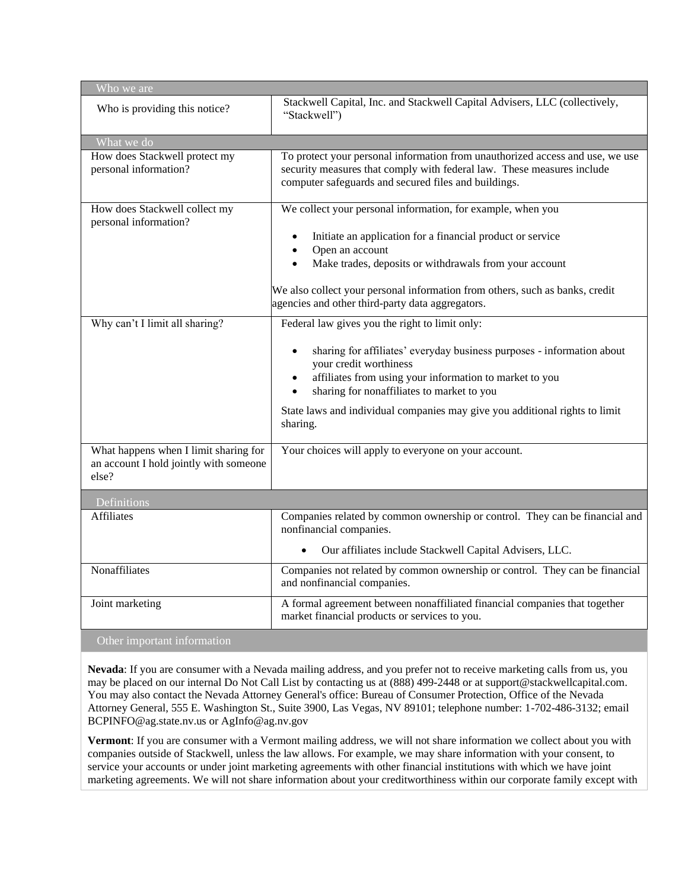| Who we are | |
|---|---|
| Who is providing this notice? | Stackwell Capital, Inc. and Stackwell Capital Advisers, LLC (collectively, "Stackwell") |

| What we do | |
|---|---|
| How does Stackwell protect my personal information? | To protect your personal information from unauthorized access and use, we use security measures that comply with federal law. These measures include computer safeguards and secured files and buildings. |
| How does Stackwell collect my personal information? | We collect your personal information, for example, when you<br>• Initiate an application for a financial product or service<br>• Open an account<br>• Make trades, deposits or withdrawals from your account<br><br>We also collect your personal information from others, such as banks, credit agencies and other third-party data aggregators. |
| Why can't I limit all sharing? | Federal law gives you the right to limit only:<br>• sharing for affiliates' everyday business purposes - information about your credit worthiness<br>• affiliates from using your information to market to you<br>• sharing for nonaffiliates to market to you<br><br>State laws and individual companies may give you additional rights to limit sharing. |
| What happens when I limit sharing for an account I hold jointly with someone else? | Your choices will apply to everyone on your account. |

| Definitions | |
|---|---|
| Affiliates | Companies related by common ownership or control. They can be financial and nonfinancial companies.<br>• Our affiliates include Stackwell Capital Advisers, LLC. |
| Nonaffiliates | Companies not related by common ownership or control. They can be financial and nonfinancial companies. |
| Joint marketing | A formal agreement between nonaffiliated financial companies that together market financial products or services to you. |

## Other important information

**Nevada**: If you are consumer with a Nevada mailing address, and you prefer not to receive marketing calls from us, you may be placed on our internal Do Not Call List by contacting us at (888) 499-2448 or at support@stackwellcapital.com. You may also contact the Nevada Attorney General's office: Bureau of Consumer Protection, Office of the Nevada Attorney General, 555 E. Washington St., Suite 3900, Las Vegas, NV 89101; telephone number: 1-702-486-3132; email BCPINFO@ag.state.nv.us or AgInfo@ag.nv.gov

**Vermont**: If you are consumer with a Vermont mailing address, we will not share information we collect about you with companies outside of Stackwell, unless the law allows. For example, we may share information with your consent, to service your accounts or under joint marketing agreements with other financial institutions with which we have joint marketing agreements. We will not share information about your creditworthiness within our corporate family except with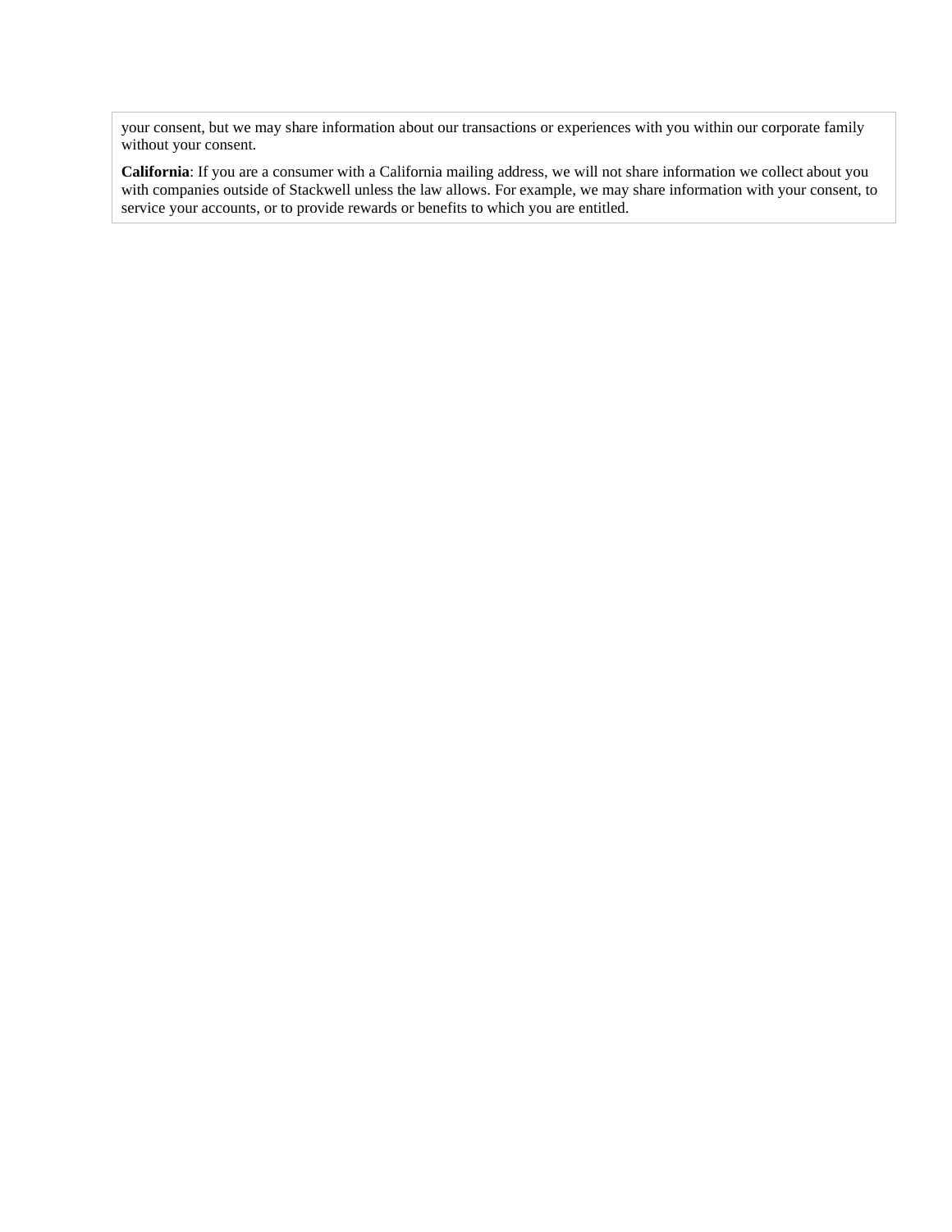your consent, but we may share information about our transactions or experiences with you within our corporate family without your consent.

**California**: If you are a consumer with a California mailing address, we will not share information we collect about you with companies outside of Stackwell unless the law allows. For example, we may share information with your consent, to service your accounts, or to provide rewards or benefits to which you are entitled.